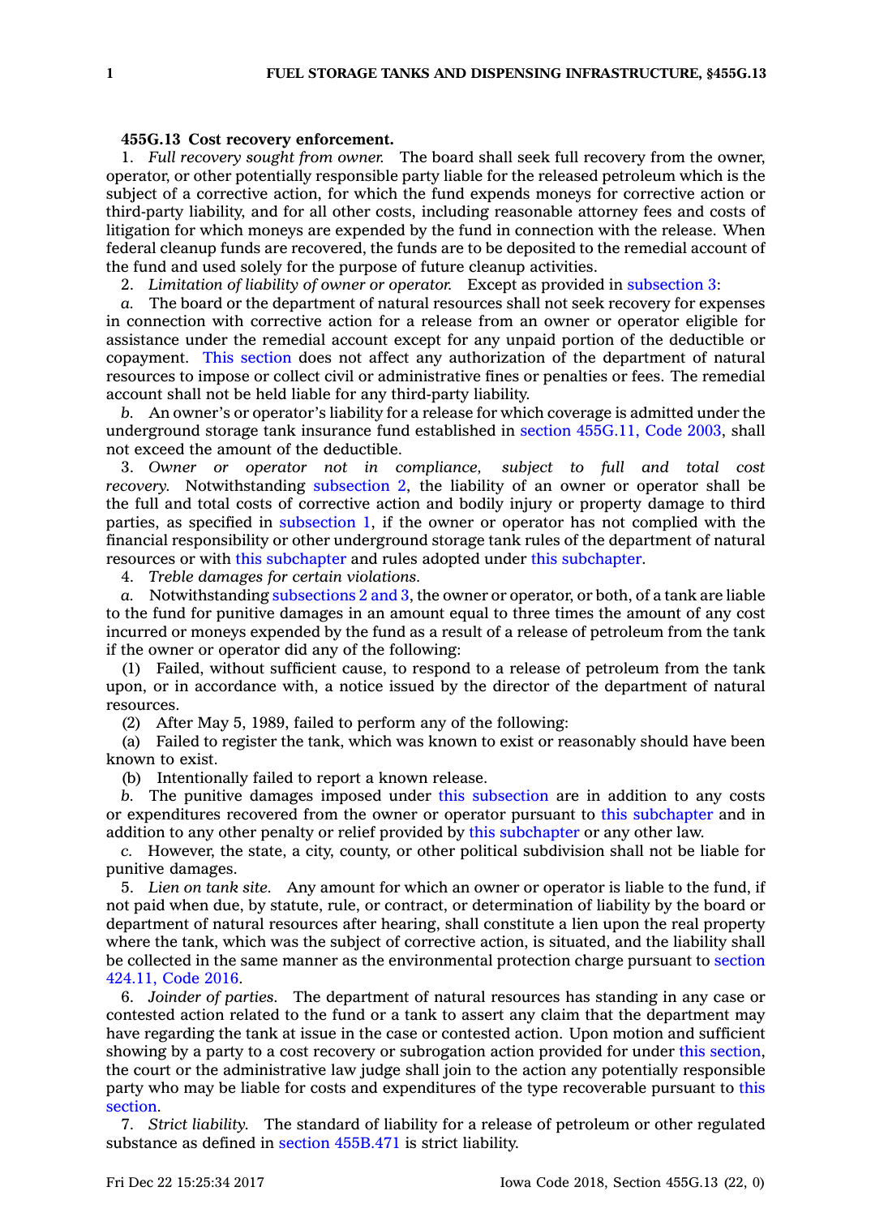**455G.13 Cost recovery enforcement.**

1. *Full recovery sought from owner.* The board shall seek full recovery from the owner, operator, or other potentially responsible party liable for the released petroleum which is the subject of a corrective action, for which the fund expends moneys for corrective action or third-party liability, and for all other costs, including reasonable attorney fees and costs of litigation for which moneys are expended by the fund in connection with the release. When federal cleanup funds are recovered, the funds are to be deposited to the remedial account of the fund and used solely for the purpose of future cleanup activities.

2. *Limitation of liability of owner or operator.* Except as provided in subsection 3:

*a.* The board or the department of natural resources shall not seek recovery for expenses in connection with corrective action for a release from an owner or operator eligible for assistance under the remedial account except for any unpaid portion of the deductible or copayment. This section does not affect any authorization of the department of natural resources to impose or collect civil or administrative fines or penalties or fees. The remedial account shall not be held liable for any third-party liability.

*b.* An owner's or operator's liability for a release for which coverage is admitted under the underground storage tank insurance fund established in section 455G.11, Code 2003, shall not exceed the amount of the deductible.

3. *Owner or operator not in compliance, subject to full and total cost recovery.* Notwithstanding subsection 2, the liability of an owner or operator shall be the full and total costs of corrective action and bodily injury or property damage to third parties, as specified in subsection 1, if the owner or operator has not complied with the financial responsibility or other underground storage tank rules of the department of natural resources or with this subchapter and rules adopted under this subchapter.

4. *Treble damages for certain violations.*

*a.* Notwithstanding subsections 2 and 3, the owner or operator, or both, of a tank are liable to the fund for punitive damages in an amount equal to three times the amount of any cost incurred or moneys expended by the fund as a result of a release of petroleum from the tank if the owner or operator did any of the following:

(1) Failed, without sufficient cause, to respond to a release of petroleum from the tank upon, or in accordance with, a notice issued by the director of the department of natural resources.

(2) After May 5, 1989, failed to perform any of the following:

(a) Failed to register the tank, which was known to exist or reasonably should have been known to exist.

(b) Intentionally failed to report a known release.

*b.* The punitive damages imposed under this subsection are in addition to any costs or expenditures recovered from the owner or operator pursuant to this subchapter and in addition to any other penalty or relief provided by this subchapter or any other law.

*c.* However, the state, a city, county, or other political subdivision shall not be liable for punitive damages.

5. *Lien on tank site.* Any amount for which an owner or operator is liable to the fund, if not paid when due, by statute, rule, or contract, or determination of liability by the board or department of natural resources after hearing, shall constitute a lien upon the real property where the tank, which was the subject of corrective action, is situated, and the liability shall be collected in the same manner as the environmental protection charge pursuant to section 424.11, Code 2016.

6. *Joinder of parties.* The department of natural resources has standing in any case or contested action related to the fund or a tank to assert any claim that the department may have regarding the tank at issue in the case or contested action. Upon motion and sufficient showing by a party to a cost recovery or subrogation action provided for under this section, the court or the administrative law judge shall join to the action any potentially responsible party who may be liable for costs and expenditures of the type recoverable pursuant to this section.

7. *Strict liability.* The standard of liability for a release of petroleum or other regulated substance as defined in section 455B.471 is strict liability.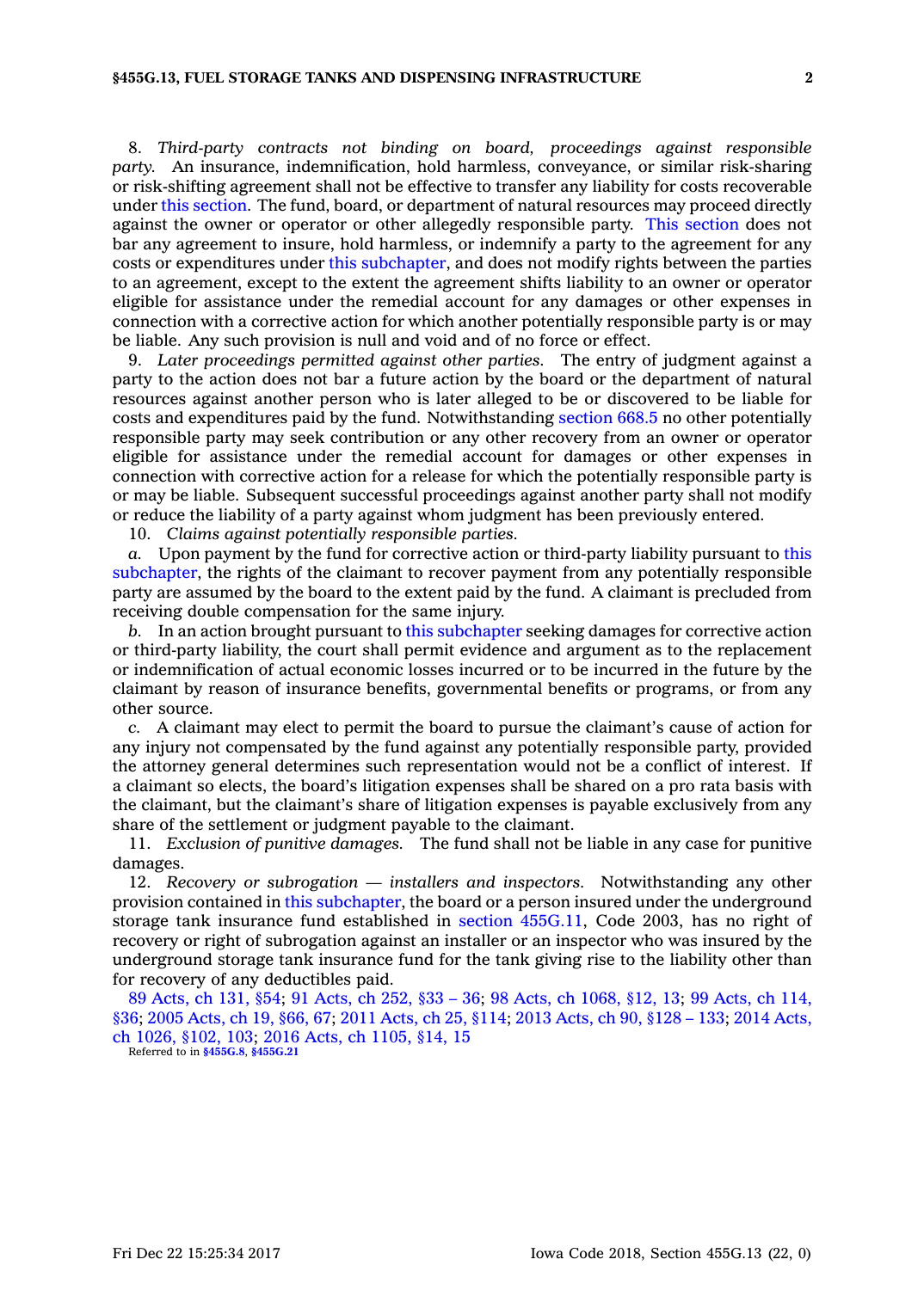8. *Third-party contracts not binding on board, proceedings against responsible party.* An insurance, indemnification, hold harmless, conveyance, or similar risk-sharing or risk-shifting agreement shall not be effective to transfer any liability for costs recoverable under this section. The fund, board, or department of natural resources may proceed directly against the owner or operator or other allegedly responsible party. This section does not bar any agreement to insure, hold harmless, or indemnify a party to the agreement for any costs or expenditures under this subchapter, and does not modify rights between the parties to an agreement, except to the extent the agreement shifts liability to an owner or operator eligible for assistance under the remedial account for any damages or other expenses in connection with a corrective action for which another potentially responsible party is or may be liable. Any such provision is null and void and of no force or effect.

9. *Later proceedings permitted against other parties.* The entry of judgment against a party to the action does not bar a future action by the board or the department of natural resources against another person who is later alleged to be or discovered to be liable for costs and expenditures paid by the fund. Notwithstanding section 668.5 no other potentially responsible party may seek contribution or any other recovery from an owner or operator eligible for assistance under the remedial account for damages or other expenses in connection with corrective action for a release for which the potentially responsible party is or may be liable. Subsequent successful proceedings against another party shall not modify or reduce the liability of a party against whom judgment has been previously entered.

10. *Claims against potentially responsible parties.*

*a.* Upon payment by the fund for corrective action or third-party liability pursuant to this subchapter, the rights of the claimant to recover payment from any potentially responsible party are assumed by the board to the extent paid by the fund. A claimant is precluded from receiving double compensation for the same injury.

*b.* In an action brought pursuant to this subchapter seeking damages for corrective action or third-party liability, the court shall permit evidence and argument as to the replacement or indemnification of actual economic losses incurred or to be incurred in the future by the claimant by reason of insurance benefits, governmental benefits or programs, or from any other source.

*c.* A claimant may elect to permit the board to pursue the claimant's cause of action for any injury not compensated by the fund against any potentially responsible party, provided the attorney general determines such representation would not be a conflict of interest. If a claimant so elects, the board's litigation expenses shall be shared on a pro rata basis with the claimant, but the claimant's share of litigation expenses is payable exclusively from any share of the settlement or judgment payable to the claimant.

11. *Exclusion of punitive damages.* The fund shall not be liable in any case for punitive damages.

12. *Recovery or subrogation — installers and inspectors.* Notwithstanding any other provision contained in this subchapter, the board or a person insured under the underground storage tank insurance fund established in section 455G.11, Code 2003, has no right of recovery or right of subrogation against an installer or an inspector who was insured by the underground storage tank insurance fund for the tank giving rise to the liability other than for recovery of any deductibles paid.

89 Acts, ch 131, §54; 91 Acts, ch 252, §33 – 36; 98 Acts, ch 1068, §12, 13; 99 Acts, ch 114, §36; 2005 Acts, ch 19, §66, 67; 2011 Acts, ch 25, §114; 2013 Acts, ch 90, §128 – 133; 2014 Acts, ch 1026, §102, 103; 2016 Acts, ch 1105, §14, 15

Referred to in **§455G.8, §455G.21**